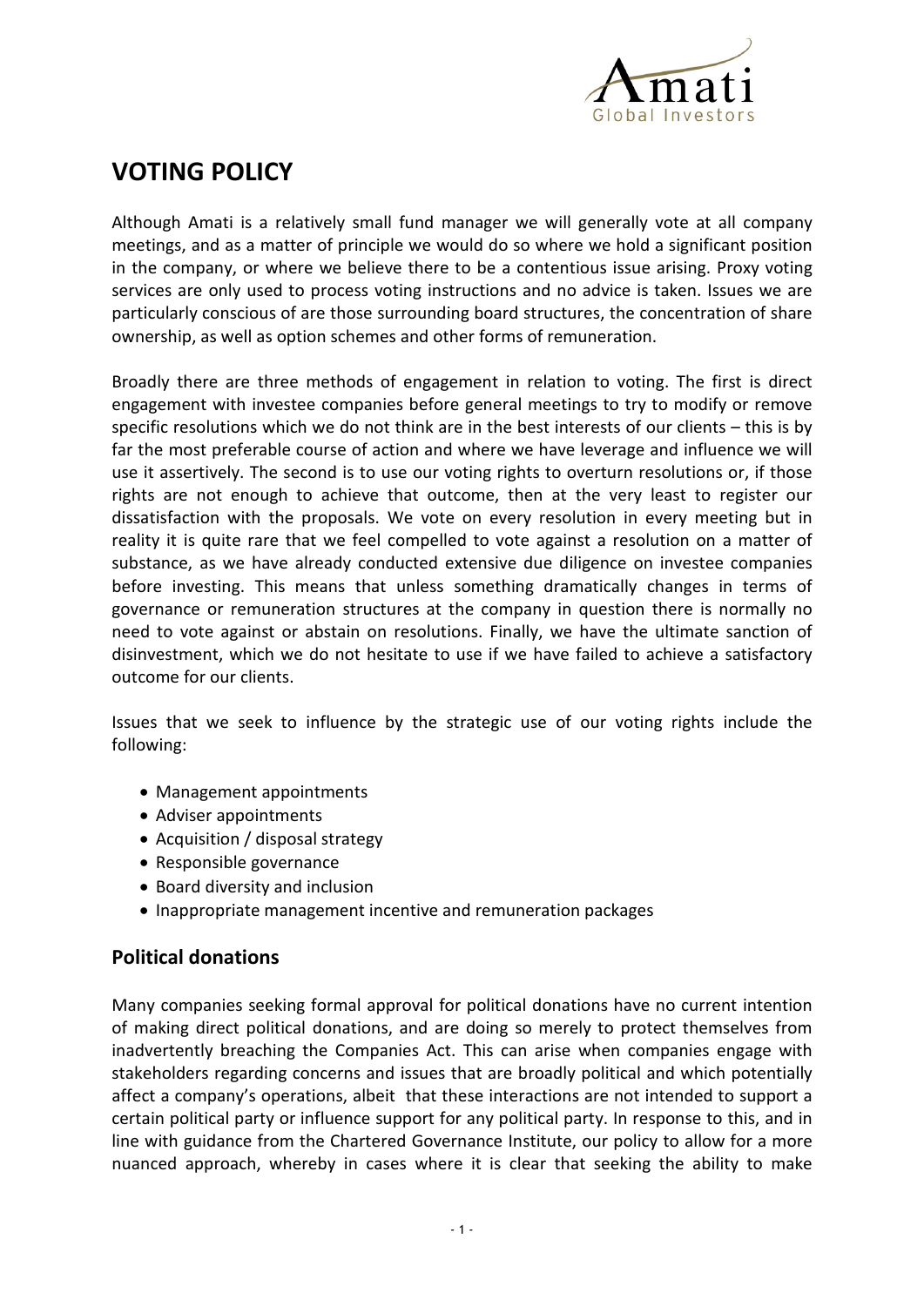# VOTING POLICY

Although Amati is a relatively small fund manager we will generally vote at all company meetings, and as a matter of principle we would do so where we hold a significant position in the company, or where we believe there to be a contentious issue arising. Proxy voting services are only used to process voting instructions and no advice is taken. Issues we are particularly conscious of are those surrounding board structures, the concentration of share ownership, as well as option schemes and other forms of remuneration.

Broadly there are three methods of engagement in relation to voting. The first is direct engagement with investee companies before general meetings to try to modify or remove specific resolutions which we do not think are in the best interests of our clients – this is by far the most preferable course of action and where we have leverage and influence we will use it assertively. The second is to use our voting rights to overturn resolutions or, if those rights are not enough to achieve that outcome, then at the very least to register our dissatisfaction with the proposals. We vote on every resolution in every meeting but in reality it is quite rare that we feel compelled to vote against a resolution on a matter of substance, as we have already conducted extensive due diligence on investee companies before investing. This means that unless something dramatically changes in terms of governance or remuneration structures at the company in question there is normally no need to vote against or abstain on resolutions. Finally, we have the ultimate sanction of disinvestment, which we do not hesitate to use if we have failed to achieve a satisfactory outcome for our clients.

Issues that we seek to influence by the strategic use of our voting rights include the following:

- Management appointments
- Adviser appointments
- Acquisition / disposal strategy
- Responsible governance
- Board diversity and inclusion
- Inappropriate management incentive and remuneration packages

## Political donations

Many companies seeking formal approval for political donations have no current intention of making direct political donations, and are doing so merely to protect themselves from inadvertently breaching the Companies Act. This can arise when companies engage with stakeholders regarding concerns and issues that are broadly political and which potentially affect a company's operations, albeit that these interactions are not intended to support a certain political party or influence support for any political party. In response to this, and in line with guidance from the Chartered Governance Institute, our policy to allow for a more nuanced approach, whereby in cases where it is clear that seeking the ability to make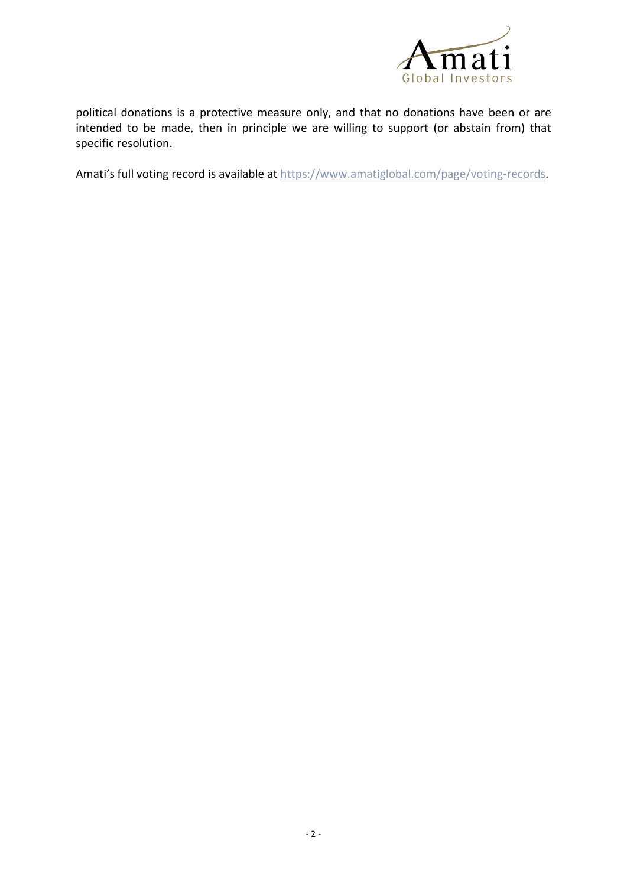political donations is a protective measure only, and that no donations have been or are intended to be made, then in principle we are willing to support (or abstain from) that specific resolution.

Amati's full voting record is available at [https://www.amatiglobal.com/page/voting-records](https://www.amatiglobal.com/page/voting-records).